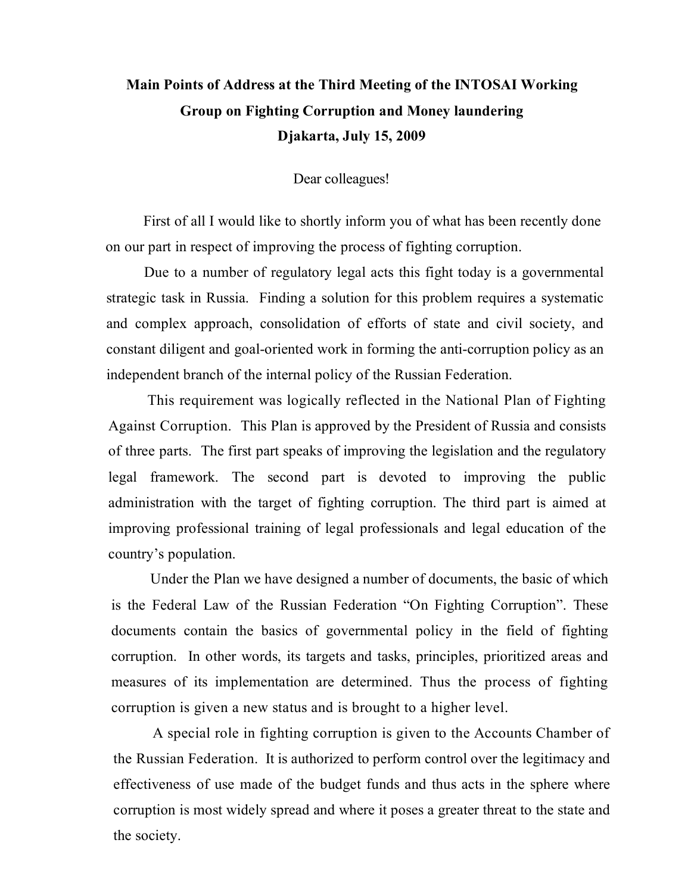**Main Points of Address at the Third Meeting of the INTOSAI Working Group on Fighting Corruption and Money laundering**
**Djakarta, July 15, 2009**

Dear colleagues!

First of all I would like to shortly inform you of what has been recently done on our part in respect of improving the process of fighting corruption.

Due to a number of regulatory legal acts this fight today is a governmental strategic task in Russia. Finding a solution for this problem requires a systematic and complex approach, consolidation of efforts of state and civil society, and constant diligent and goal-oriented work in forming the anti-corruption policy as an independent branch of the internal policy of the Russian Federation.

This requirement was logically reflected in the National Plan of Fighting Against Corruption. This Plan is approved by the President of Russia and consists of three parts. The first part speaks of improving the legislation and the regulatory legal framework. The second part is devoted to improving the public administration with the target of fighting corruption. The third part is aimed at improving professional training of legal professionals and legal education of the country's population.

Under the Plan we have designed a number of documents, the basic of which is the Federal Law of the Russian Federation "On Fighting Corruption". These documents contain the basics of governmental policy in the field of fighting corruption. In other words, its targets and tasks, principles, prioritized areas and measures of its implementation are determined. Thus the process of fighting corruption is given a new status and is brought to a higher level.

A special role in fighting corruption is given to the Accounts Chamber of the Russian Federation. It is authorized to perform control over the legitimacy and effectiveness of use made of the budget funds and thus acts in the sphere where corruption is most widely spread and where it poses a greater threat to the state and the society.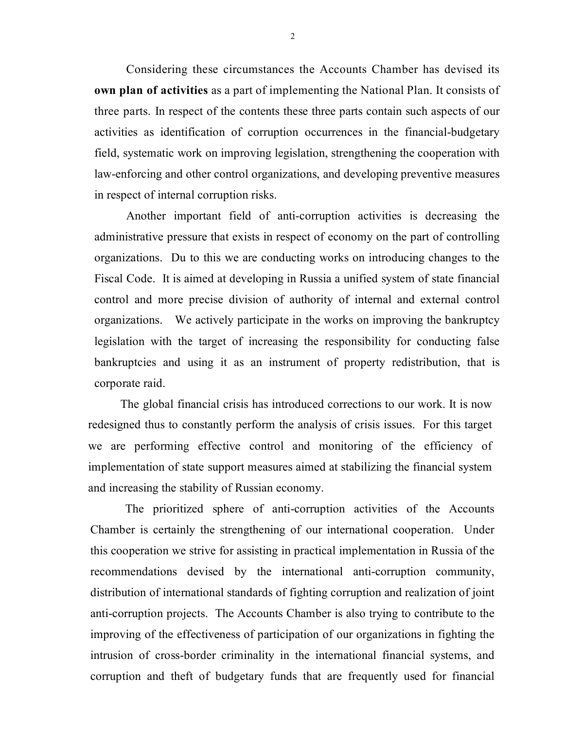Considering these circumstances the Accounts Chamber has devised its **own plan of activities** as a part of implementing the National Plan. It consists of three parts. In respect of the contents these three parts contain such aspects of our activities as identification of corruption occurrences in the financial-budgetary field, systematic work on improving legislation, strengthening the cooperation with law-enforcing and other control organizations, and developing preventive measures in respect of internal corruption risks.

Another important field of anti-corruption activities is decreasing the administrative pressure that exists in respect of economy on the part of controlling organizations. Du to this we are conducting works on introducing changes to the Fiscal Code. It is aimed at developing in Russia a unified system of state financial control and more precise division of authority of internal and external control organizations. We actively participate in the works on improving the bankruptcy legislation with the target of increasing the responsibility for conducting false bankruptcies and using it as an instrument of property redistribution, that is corporate raid.

The global financial crisis has introduced corrections to our work. It is now redesigned thus to constantly perform the analysis of crisis issues. For this target we are performing effective control and monitoring of the efficiency of implementation of state support measures aimed at stabilizing the financial system and increasing the stability of Russian economy.

The prioritized sphere of anti-corruption activities of the Accounts Chamber is certainly the strengthening of our international cooperation. Under this cooperation we strive for assisting in practical implementation in Russia of the recommendations devised by the international anti-corruption community, distribution of international standards of fighting corruption and realization of joint anti-corruption projects. The Accounts Chamber is also trying to contribute to the improving of the effectiveness of participation of our organizations in fighting the intrusion of cross-border criminality in the international financial systems, and corruption and theft of budgetary funds that are frequently used for financial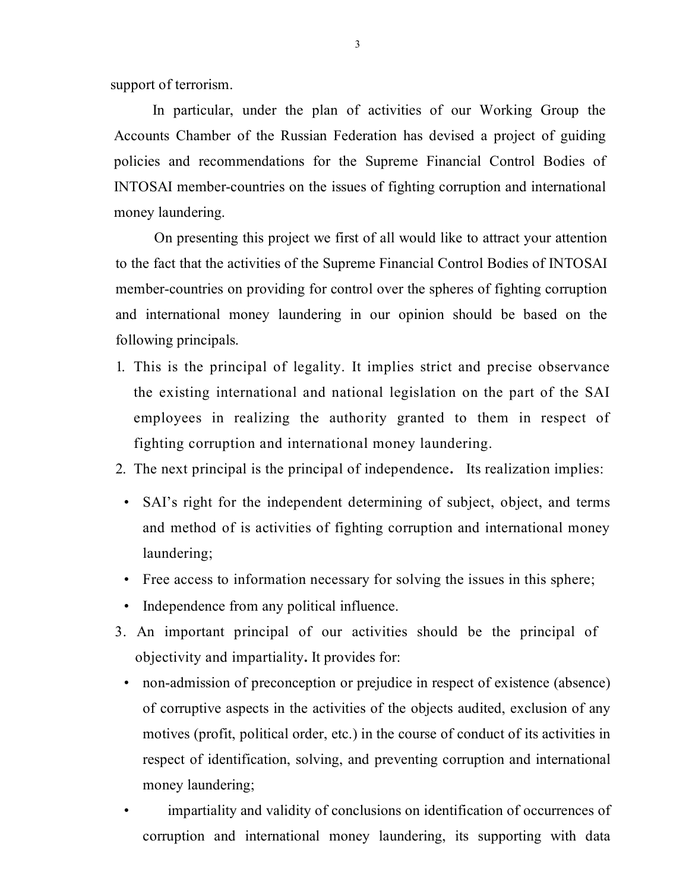support of terrorism.

In particular, under the plan of activities of our Working Group the Accounts Chamber of the Russian Federation has devised a project of guiding policies and recommendations for the Supreme Financial Control Bodies of INTOSAI member-countries on the issues of fighting corruption and international money laundering.

On presenting this project we first of all would like to attract your attention to the fact that the activities of the Supreme Financial Control Bodies of INTOSAI member-countries on providing for control over the spheres of fighting corruption and international money laundering in our opinion should be based on the following principals.

1. This is the principal of legality. It implies strict and precise observance the existing international and national legislation on the part of the SAI employees in realizing the authority granted to them in respect of fighting corruption and international money laundering.
2. The next principal is the principal of independence**.** Its realization implies:
   - SAI's right for the independent determining of subject, object, and terms and method of is activities of fighting corruption and international money laundering;
   - Free access to information necessary for solving the issues in this sphere;
   - Independence from any political influence.
3. An important principal of our activities should be the principal of objectivity and impartiality**.** It provides for:
   - non-admission of preconception or prejudice in respect of existence (absence) of corruptive aspects in the activities of the objects audited, exclusion of any motives (profit, political order, etc.) in the course of conduct of its activities in respect of identification, solving, and preventing corruption and international money laundering;
   - impartiality and validity of conclusions on identification of occurrences of corruption and international money laundering, its supporting with data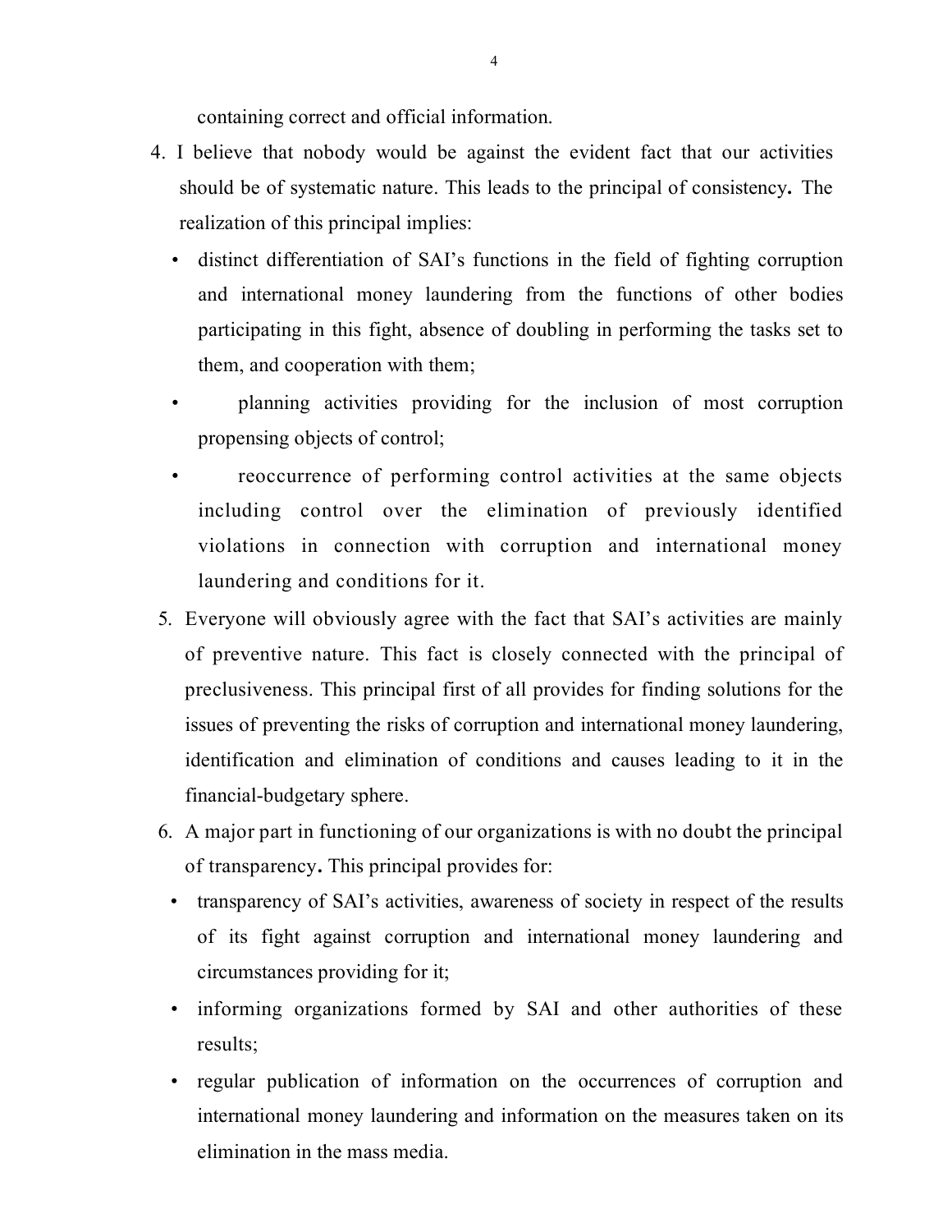containing correct and official information.

4. I believe that nobody would be against the evident fact that our activities should be of systematic nature. This leads to the principal of consistency**.** The realization of this principal implies:
   - distinct differentiation of SAI's functions in the field of fighting corruption and international money laundering from the functions of other bodies participating in this fight, absence of doubling in performing the tasks set to them, and cooperation with them;
   - planning activities providing for the inclusion of most corruption propensing objects of control;
   - reoccurrence of performing control activities at the same objects including control over the elimination of previously identified violations in connection with corruption and international money laundering and conditions for it.
5. Everyone will obviously agree with the fact that SAI's activities are mainly of preventive nature. This fact is closely connected with the principal of preclusiveness. This principal first of all provides for finding solutions for the issues of preventing the risks of corruption and international money laundering, identification and elimination of conditions and causes leading to it in the financial-budgetary sphere.
6. A major part in functioning of our organizations is with no doubt the principal of transparency**.** This principal provides for:
   - transparency of SAI's activities, awareness of society in respect of the results of its fight against corruption and international money laundering and circumstances providing for it;
   - informing organizations formed by SAI and other authorities of these results;
   - regular publication of information on the occurrences of corruption and international money laundering and information on the measures taken on its elimination in the mass media.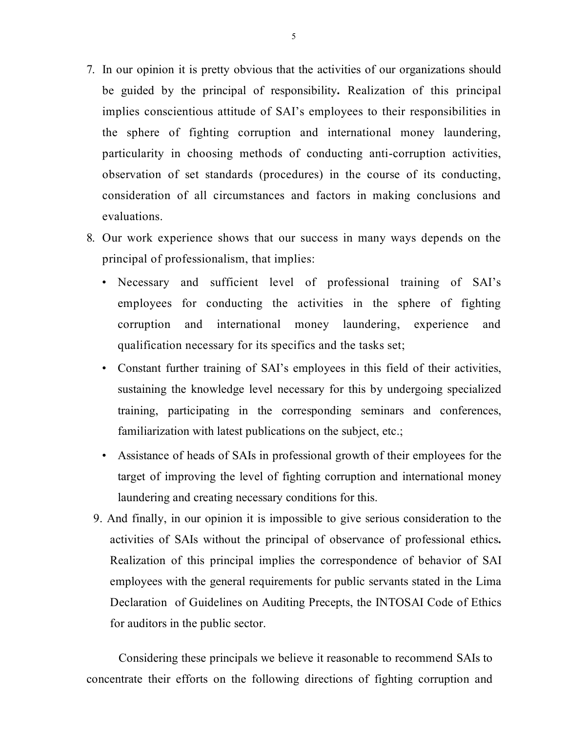7. In our opinion it is pretty obvious that the activities of our organizations should be guided by the principal of responsibility**.** Realization of this principal implies conscientious attitude of SAI's employees to their responsibilities in the sphere of fighting corruption and international money laundering, particularity in choosing methods of conducting anti-corruption activities, observation of set standards (procedures) in the course of its conducting, consideration of all circumstances and factors in making conclusions and evaluations.
8. Our work experience shows that our success in many ways depends on the principal of professionalism, that implies:
   - Necessary and sufficient level of professional training of SAI's employees for conducting the activities in the sphere of fighting corruption and international money laundering, experience and qualification necessary for its specifics and the tasks set;
   - Constant further training of SAI's employees in this field of their activities, sustaining the knowledge level necessary for this by undergoing specialized training, participating in the corresponding seminars and conferences, familiarization with latest publications on the subject, etc.;
   - Assistance of heads of SAIs in professional growth of their employees for the target of improving the level of fighting corruption and international money laundering and creating necessary conditions for this.
9. And finally, in our opinion it is impossible to give serious consideration to the activities of SAIs without the principal of observance of professional ethics**.** Realization of this principal implies the correspondence of behavior of SAI employees with the general requirements for public servants stated in the Lima Declaration of Guidelines on Auditing Precepts, the INTOSAI Code of Ethics for auditors in the public sector.

Considering these principals we believe it reasonable to recommend SAIs to concentrate their efforts on the following directions of fighting corruption and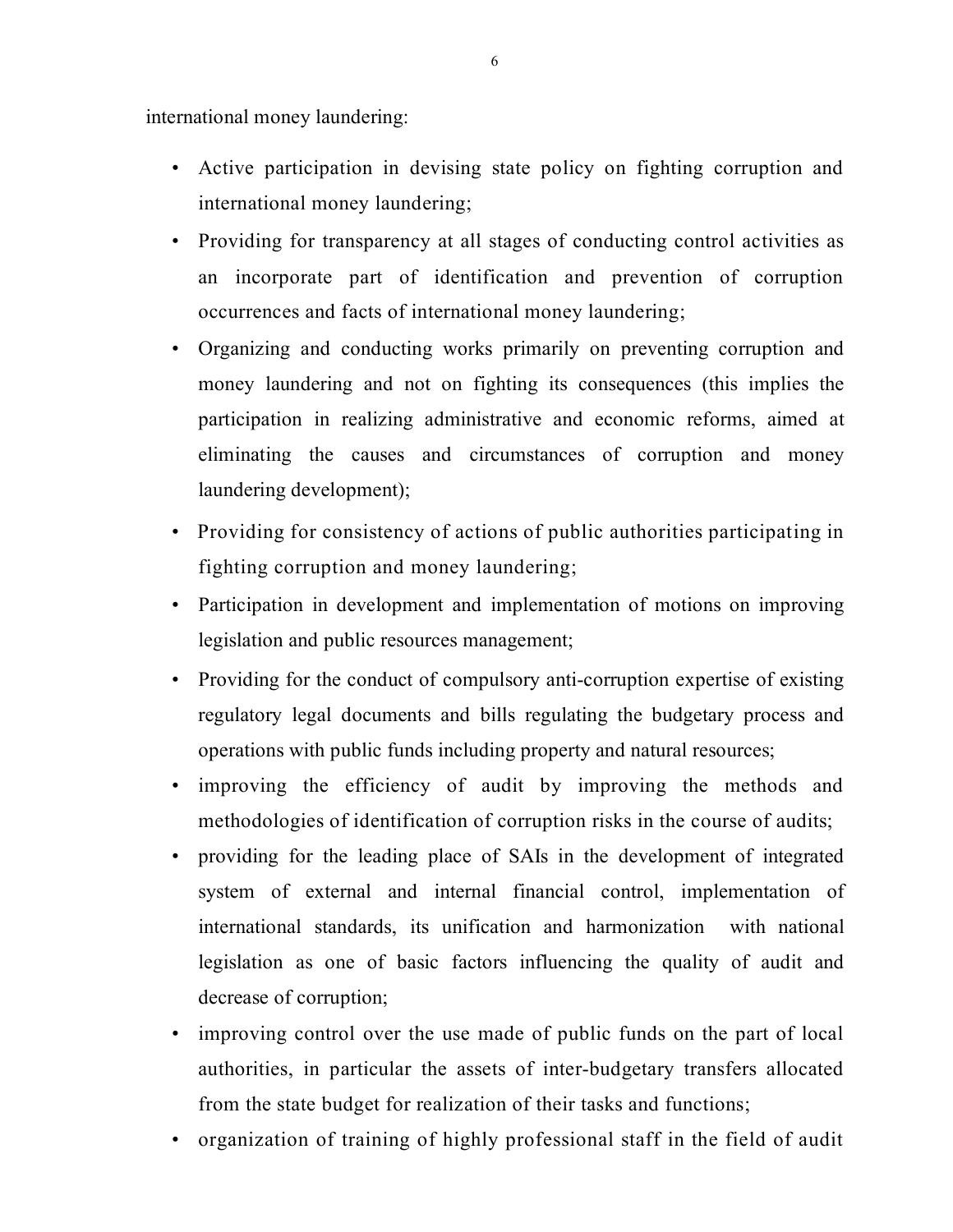international money laundering:

- Active participation in devising state policy on fighting corruption and international money laundering;
- Providing for transparency at all stages of conducting control activities as an incorporate part of identification and prevention of corruption occurrences and facts of international money laundering;
- Organizing and conducting works primarily on preventing corruption and money laundering and not on fighting its consequences (this implies the participation in realizing administrative and economic reforms, aimed at eliminating the causes and circumstances of corruption and money laundering development);
- Providing for consistency of actions of public authorities participating in fighting corruption and money laundering;
- Participation in development and implementation of motions on improving legislation and public resources management;
- Providing for the conduct of compulsory anti-corruption expertise of existing regulatory legal documents and bills regulating the budgetary process and operations with public funds including property and natural resources;
- improving the efficiency of audit by improving the methods and methodologies of identification of corruption risks in the course of audits;
- providing for the leading place of SAIs in the development of integrated system of external and internal financial control, implementation of international standards, its unification and harmonization with national legislation as one of basic factors influencing the quality of audit and decrease of corruption;
- improving control over the use made of public funds on the part of local authorities, in particular the assets of inter-budgetary transfers allocated from the state budget for realization of their tasks and functions;
- organization of training of highly professional staff in the field of audit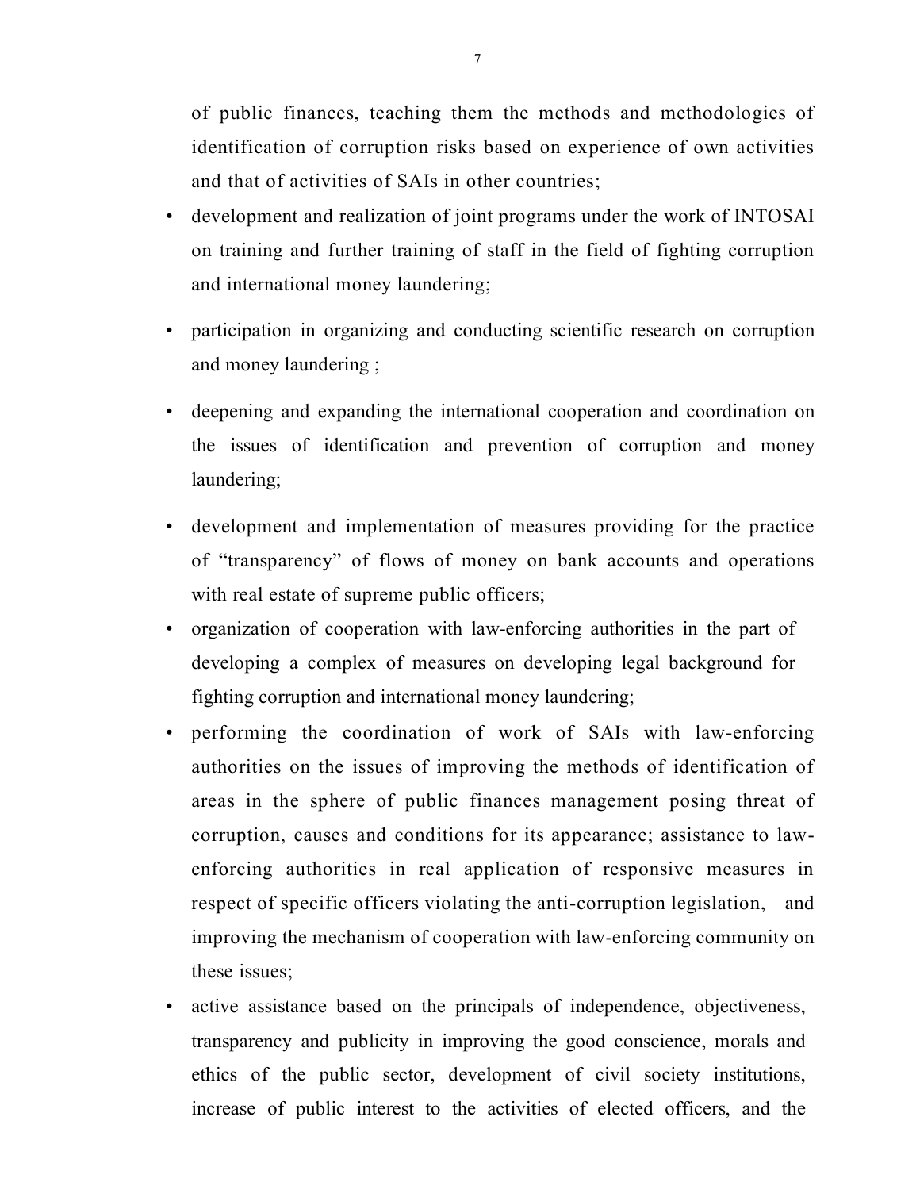of public finances, teaching them the methods and methodologies of identification of corruption risks based on experience of own activities and that of activities of SAIs in other countries;

- development and realization of joint programs under the work of INTOSAI on training and further training of staff in the field of fighting corruption and international money laundering;
- participation in organizing and conducting scientific research on corruption and money laundering ;
- deepening and expanding the international cooperation and coordination on the issues of identification and prevention of corruption and money laundering;
- development and implementation of measures providing for the practice of "transparency" of flows of money on bank accounts and operations with real estate of supreme public officers;
- organization of cooperation with law-enforcing authorities in the part of developing a complex of measures on developing legal background for fighting corruption and international money laundering;
- performing the coordination of work of SAIs with law-enforcing authorities on the issues of improving the methods of identification of areas in the sphere of public finances management posing threat of corruption, causes and conditions for its appearance; assistance to law-enforcing authorities in real application of responsive measures in respect of specific officers violating the anti-corruption legislation, and improving the mechanism of cooperation with law-enforcing community on these issues;
- active assistance based on the principals of independence, objectiveness, transparency and publicity in improving the good conscience, morals and ethics of the public sector, development of civil society institutions, increase of public interest to the activities of elected officers, and the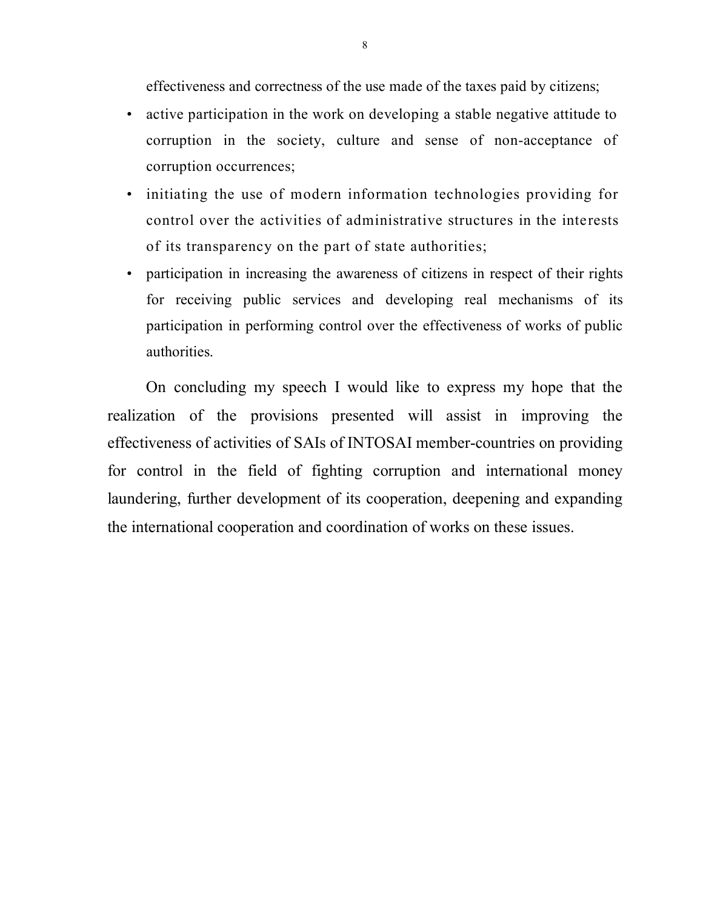effectiveness and correctness of the use made of the taxes paid by citizens;

- active participation in the work on developing a stable negative attitude to corruption in the society, culture and sense of non-acceptance of corruption occurrences;
- initiating the use of modern information technologies providing for control over the activities of administrative structures in the interests of its transparency on the part of state authorities;
- participation in increasing the awareness of citizens in respect of their rights for receiving public services and developing real mechanisms of its participation in performing control over the effectiveness of works of public authorities.

On concluding my speech I would like to express my hope that the realization of the provisions presented will assist in improving the effectiveness of activities of SAIs of INTOSAI member-countries on providing for control in the field of fighting corruption and international money laundering, further development of its cooperation, deepening and expanding the international cooperation and coordination of works on these issues.